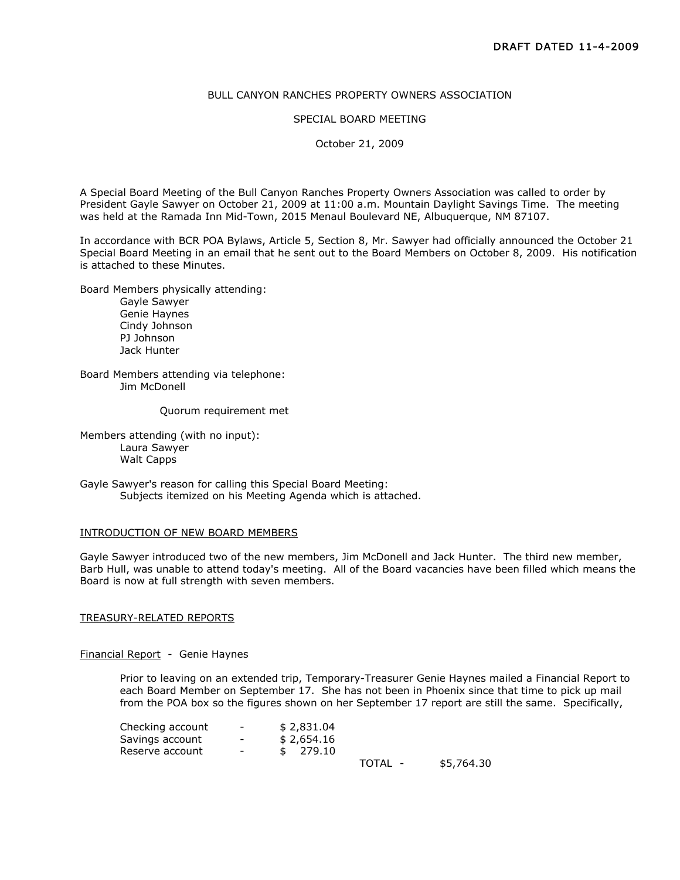DRAFT DATED 11-4-2009

BULL CANYON RANCHES PROPERTY OWNERS ASSOCIATION

SPECIAL BOARD MEETING

October 21, 2009

A Special Board Meeting of the Bull Canyon Ranches Property Owners Association was called to order by President Gayle Sawyer on October 21, 2009 at 11:00 a.m. Mountain Daylight Savings Time. The meeting was held at the Ramada Inn Mid-Town, 2015 Menaul Boulevard NE, Albuquerque, NM 87107.

In accordance with BCR POA Bylaws, Article 5, Section 8, Mr. Sawyer had officially announced the October 21 Special Board Meeting in an email that he sent out to the Board Members on October 8, 2009. His notification is attached to these Minutes.

Board Members physically attending:
- Gayle Sawyer
- Genie Haynes
- Cindy Johnson
- PJ Johnson
- Jack Hunter

Board Members attending via telephone:
- Jim McDonell

Quorum requirement met

Members attending (with no input):
- Laura Sawyer
- Walt Capps

Gayle Sawyer's reason for calling this Special Board Meeting:
Subjects itemized on his Meeting Agenda which is attached.

## INTRODUCTION OF NEW BOARD MEMBERS

Gayle Sawyer introduced two of the new members, Jim McDonell and Jack Hunter. The third new member, Barb Hull, was unable to attend today's meeting. All of the Board vacancies have been filled which means the Board is now at full strength with seven members.

## TREASURY-RELATED REPORTS

### Financial Report - Genie Haynes

Prior to leaving on an extended trip, Temporary-Treasurer Genie Haynes mailed a Financial Report to each Board Member on September 17. She has not been in Phoenix since that time to pick up mail from the POA box so the figures shown on her September 17 report are still the same. Specifically,

| | | | | |
|---|---|---|---|---|
| Checking account | - | $ 2,831.04 | | |
| Savings account | - | $ 2,654.16 | | |
| Reserve account | - | $ 279.10 | | |
| | | | TOTAL - | $5,764.30 |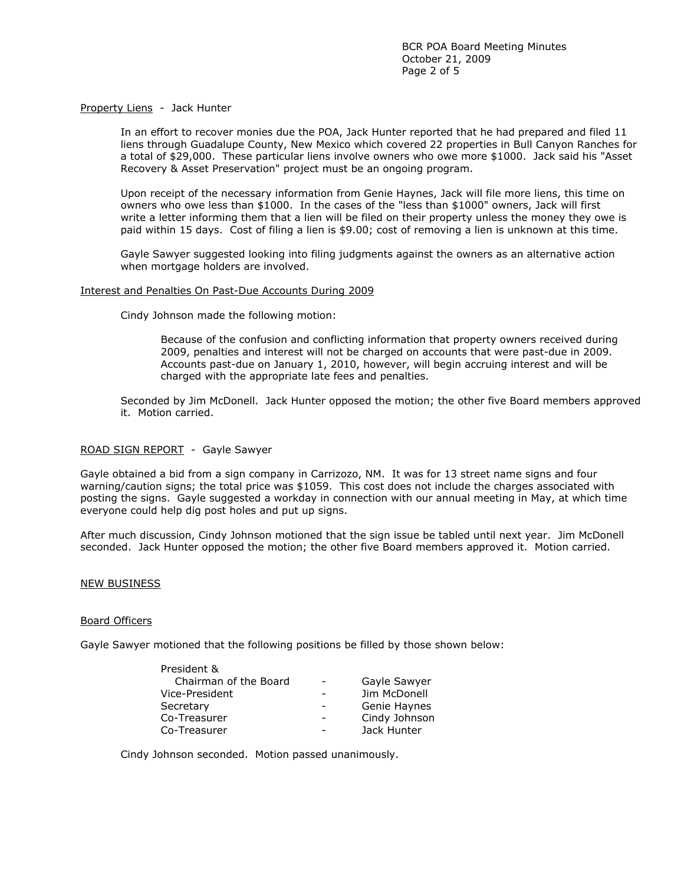Property Liens - Jack Hunter

In an effort to recover monies due the POA, Jack Hunter reported that he had prepared and filed 11 liens through Guadalupe County, New Mexico which covered 22 properties in Bull Canyon Ranches for a total of $29,000. These particular liens involve owners who owe more $1000. Jack said his "Asset Recovery & Asset Preservation" project must be an ongoing program.

Upon receipt of the necessary information from Genie Haynes, Jack will file more liens, this time on owners who owe less than $1000. In the cases of the "less than $1000" owners, Jack will first write a letter informing them that a lien will be filed on their property unless the money they owe is paid within 15 days. Cost of filing a lien is $9.00; cost of removing a lien is unknown at this time.

Gayle Sawyer suggested looking into filing judgments against the owners as an alternative action when mortgage holders are involved.

Interest and Penalties On Past-Due Accounts During 2009

Cindy Johnson made the following motion:

> Because of the confusion and conflicting information that property owners received during 2009, penalties and interest will not be charged on accounts that were past-due in 2009. Accounts past-due on January 1, 2010, however, will begin accruing interest and will be charged with the appropriate late fees and penalties.

Seconded by Jim McDonell. Jack Hunter opposed the motion; the other five Board members approved it. Motion carried.

ROAD SIGN REPORT - Gayle Sawyer

Gayle obtained a bid from a sign company in Carrizozo, NM. It was for 13 street name signs and four warning/caution signs; the total price was $1059. This cost does not include the charges associated with posting the signs. Gayle suggested a workday in connection with our annual meeting in May, at which time everyone could help dig post holes and put up signs.

After much discussion, Cindy Johnson motioned that the sign issue be tabled until next year. Jim McDonell seconded. Jack Hunter opposed the motion; the other five Board members approved it. Motion carried.

NEW BUSINESS

Board Officers

Gayle Sawyer motioned that the following positions be filled by those shown below:

| Position | | Name |
|---|---|---|
| President & Chairman of the Board | - | Gayle Sawyer |
| Vice-President | - | Jim McDonell |
| Secretary | - | Genie Haynes |
| Co-Treasurer | - | Cindy Johnson |
| Co-Treasurer | - | Jack Hunter |

Cindy Johnson seconded. Motion passed unanimously.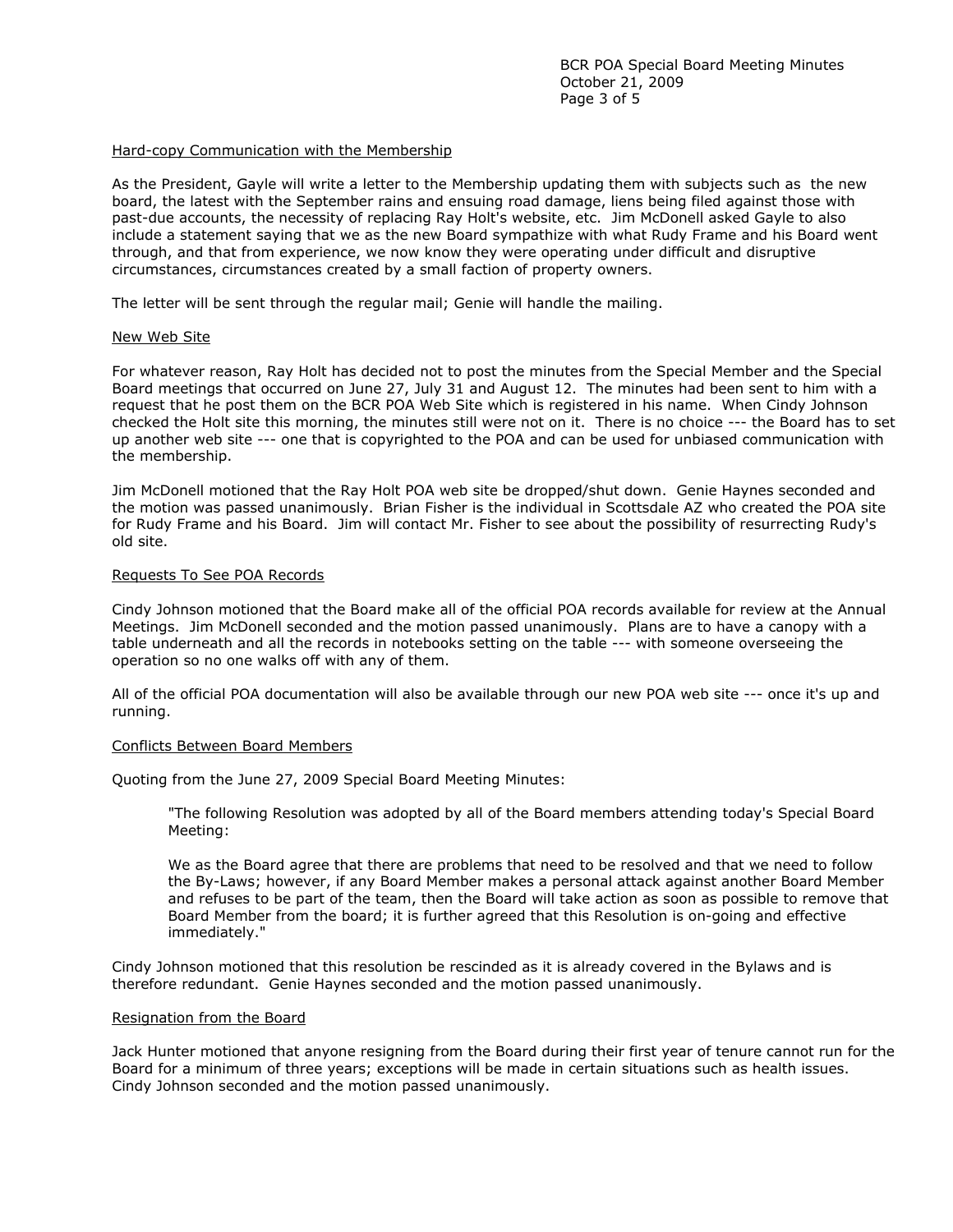### Hard-copy Communication with the Membership

As the President, Gayle will write a letter to the Membership updating them with subjects such as the new board, the latest with the September rains and ensuing road damage, liens being filed against those with past-due accounts, the necessity of replacing Ray Holt's website, etc. Jim McDonell asked Gayle to also include a statement saying that we as the new Board sympathize with what Rudy Frame and his Board went through, and that from experience, we now know they were operating under difficult and disruptive circumstances, circumstances created by a small faction of property owners.

The letter will be sent through the regular mail; Genie will handle the mailing.

### New Web Site

For whatever reason, Ray Holt has decided not to post the minutes from the Special Member and the Special Board meetings that occurred on June 27, July 31 and August 12. The minutes had been sent to him with a request that he post them on the BCR POA Web Site which is registered in his name. When Cindy Johnson checked the Holt site this morning, the minutes still were not on it. There is no choice --- the Board has to set up another web site --- one that is copyrighted to the POA and can be used for unbiased communication with the membership.

Jim McDonell motioned that the Ray Holt POA web site be dropped/shut down. Genie Haynes seconded and the motion was passed unanimously. Brian Fisher is the individual in Scottsdale AZ who created the POA site for Rudy Frame and his Board. Jim will contact Mr. Fisher to see about the possibility of resurrecting Rudy's old site.

### Requests To See POA Records

Cindy Johnson motioned that the Board make all of the official POA records available for review at the Annual Meetings. Jim McDonell seconded and the motion passed unanimously. Plans are to have a canopy with a table underneath and all the records in notebooks setting on the table --- with someone overseeing the operation so no one walks off with any of them.

All of the official POA documentation will also be available through our new POA web site --- once it's up and running.

### Conflicts Between Board Members

Quoting from the June 27, 2009 Special Board Meeting Minutes:

> "The following Resolution was adopted by all of the Board members attending today's Special Board Meeting:
>
> We as the Board agree that there are problems that need to be resolved and that we need to follow the By-Laws; however, if any Board Member makes a personal attack against another Board Member and refuses to be part of the team, then the Board will take action as soon as possible to remove that Board Member from the board; it is further agreed that this Resolution is on-going and effective immediately."

Cindy Johnson motioned that this resolution be rescinded as it is already covered in the Bylaws and is therefore redundant. Genie Haynes seconded and the motion passed unanimously.

### Resignation from the Board

Jack Hunter motioned that anyone resigning from the Board during their first year of tenure cannot run for the Board for a minimum of three years; exceptions will be made in certain situations such as health issues. Cindy Johnson seconded and the motion passed unanimously.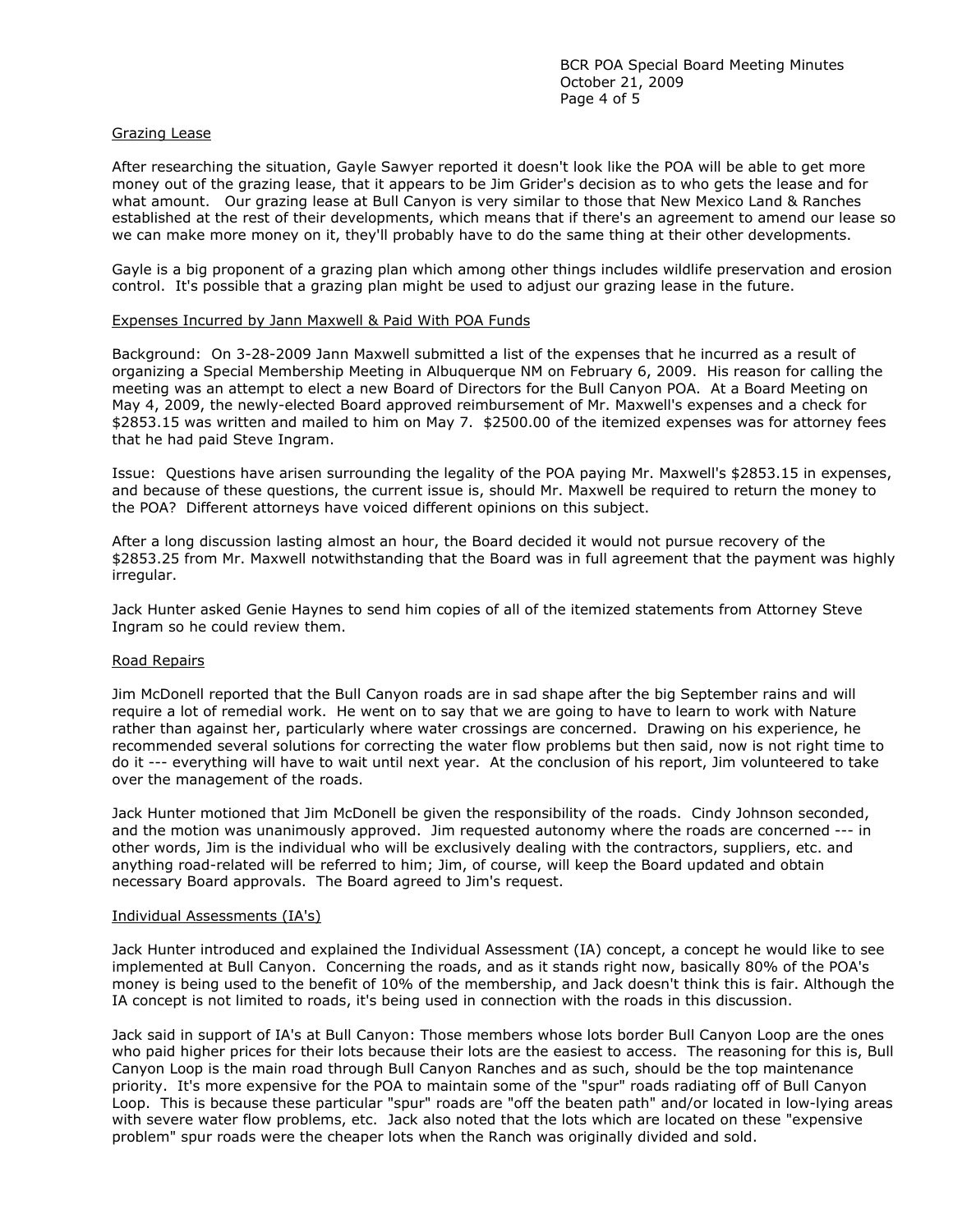## Grazing Lease

After researching the situation, Gayle Sawyer reported it doesn't look like the POA will be able to get more money out of the grazing lease, that it appears to be Jim Grider's decision as to who gets the lease and for what amount. Our grazing lease at Bull Canyon is very similar to those that New Mexico Land & Ranches established at the rest of their developments, which means that if there's an agreement to amend our lease so we can make more money on it, they'll probably have to do the same thing at their other developments.

Gayle is a big proponent of a grazing plan which among other things includes wildlife preservation and erosion control. It's possible that a grazing plan might be used to adjust our grazing lease in the future.

## Expenses Incurred by Jann Maxwell & Paid With POA Funds

Background: On 3-28-2009 Jann Maxwell submitted a list of the expenses that he incurred as a result of organizing a Special Membership Meeting in Albuquerque NM on February 6, 2009. His reason for calling the meeting was an attempt to elect a new Board of Directors for the Bull Canyon POA. At a Board Meeting on May 4, 2009, the newly-elected Board approved reimbursement of Mr. Maxwell's expenses and a check for $2853.15 was written and mailed to him on May 7. $2500.00 of the itemized expenses was for attorney fees that he had paid Steve Ingram.

Issue: Questions have arisen surrounding the legality of the POA paying Mr. Maxwell's $2853.15 in expenses, and because of these questions, the current issue is, should Mr. Maxwell be required to return the money to the POA? Different attorneys have voiced different opinions on this subject.

After a long discussion lasting almost an hour, the Board decided it would not pursue recovery of the $2853.25 from Mr. Maxwell notwithstanding that the Board was in full agreement that the payment was highly irregular.

Jack Hunter asked Genie Haynes to send him copies of all of the itemized statements from Attorney Steve Ingram so he could review them.

## Road Repairs

Jim McDonell reported that the Bull Canyon roads are in sad shape after the big September rains and will require a lot of remedial work. He went on to say that we are going to have to learn to work with Nature rather than against her, particularly where water crossings are concerned. Drawing on his experience, he recommended several solutions for correcting the water flow problems but then said, now is not right time to do it --- everything will have to wait until next year. At the conclusion of his report, Jim volunteered to take over the management of the roads.

Jack Hunter motioned that Jim McDonell be given the responsibility of the roads. Cindy Johnson seconded, and the motion was unanimously approved. Jim requested autonomy where the roads are concerned --- in other words, Jim is the individual who will be exclusively dealing with the contractors, suppliers, etc. and anything road-related will be referred to him; Jim, of course, will keep the Board updated and obtain necessary Board approvals. The Board agreed to Jim's request.

## Individual Assessments (IA's)

Jack Hunter introduced and explained the Individual Assessment (IA) concept, a concept he would like to see implemented at Bull Canyon. Concerning the roads, and as it stands right now, basically 80% of the POA's money is being used to the benefit of 10% of the membership, and Jack doesn't think this is fair. Although the IA concept is not limited to roads, it's being used in connection with the roads in this discussion.

Jack said in support of IA's at Bull Canyon: Those members whose lots border Bull Canyon Loop are the ones who paid higher prices for their lots because their lots are the easiest to access. The reasoning for this is, Bull Canyon Loop is the main road through Bull Canyon Ranches and as such, should be the top maintenance priority. It's more expensive for the POA to maintain some of the "spur" roads radiating off of Bull Canyon Loop. This is because these particular "spur" roads are "off the beaten path" and/or located in low-lying areas with severe water flow problems, etc. Jack also noted that the lots which are located on these "expensive problem" spur roads were the cheaper lots when the Ranch was originally divided and sold.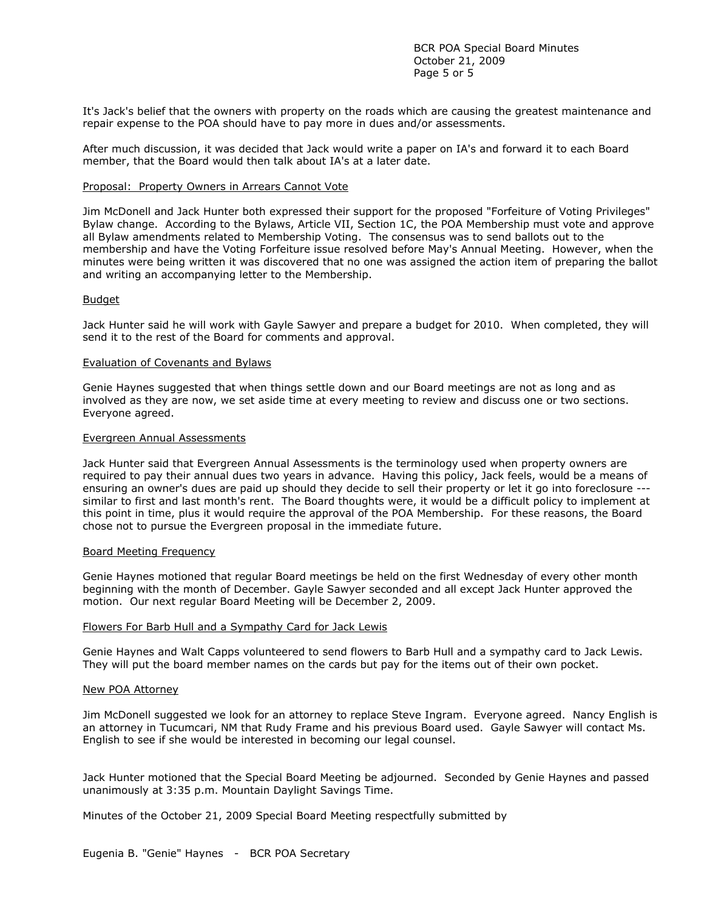It's Jack's belief that the owners with property on the roads which are causing the greatest maintenance and repair expense to the POA should have to pay more in dues and/or assessments.

After much discussion, it was decided that Jack would write a paper on IA's and forward it to each Board member, that the Board would then talk about IA's at a later date.

<u>Proposal: Property Owners in Arrears Cannot Vote</u>

Jim McDonell and Jack Hunter both expressed their support for the proposed "Forfeiture of Voting Privileges" Bylaw change. According to the Bylaws, Article VII, Section 1C, the POA Membership must vote and approve all Bylaw amendments related to Membership Voting. The consensus was to send ballots out to the membership and have the Voting Forfeiture issue resolved before May's Annual Meeting. However, when the minutes were being written it was discovered that no one was assigned the action item of preparing the ballot and writing an accompanying letter to the Membership.

<u>Budget</u>

Jack Hunter said he will work with Gayle Sawyer and prepare a budget for 2010. When completed, they will send it to the rest of the Board for comments and approval.

<u>Evaluation of Covenants and Bylaws</u>

Genie Haynes suggested that when things settle down and our Board meetings are not as long and as involved as they are now, we set aside time at every meeting to review and discuss one or two sections. Everyone agreed.

<u>Evergreen Annual Assessments</u>

Jack Hunter said that Evergreen Annual Assessments is the terminology used when property owners are required to pay their annual dues two years in advance. Having this policy, Jack feels, would be a means of ensuring an owner's dues are paid up should they decide to sell their property or let it go into foreclosure --- similar to first and last month's rent. The Board thoughts were, it would be a difficult policy to implement at this point in time, plus it would require the approval of the POA Membership. For these reasons, the Board chose not to pursue the Evergreen proposal in the immediate future.

<u>Board Meeting Frequency</u>

Genie Haynes motioned that regular Board meetings be held on the first Wednesday of every other month beginning with the month of December. Gayle Sawyer seconded and all except Jack Hunter approved the motion. Our next regular Board Meeting will be December 2, 2009.

<u>Flowers For Barb Hull and a Sympathy Card for Jack Lewis</u>

Genie Haynes and Walt Capps volunteered to send flowers to Barb Hull and a sympathy card to Jack Lewis. They will put the board member names on the cards but pay for the items out of their own pocket.

<u>New POA Attorney</u>

Jim McDonell suggested we look for an attorney to replace Steve Ingram. Everyone agreed. Nancy English is an attorney in Tucumcari, NM that Rudy Frame and his previous Board used. Gayle Sawyer will contact Ms. English to see if she would be interested in becoming our legal counsel.

Jack Hunter motioned that the Special Board Meeting be adjourned. Seconded by Genie Haynes and passed unanimously at 3:35 p.m. Mountain Daylight Savings Time.

Minutes of the October 21, 2009 Special Board Meeting respectfully submitted by

Eugenia B. "Genie" Haynes - BCR POA Secretary